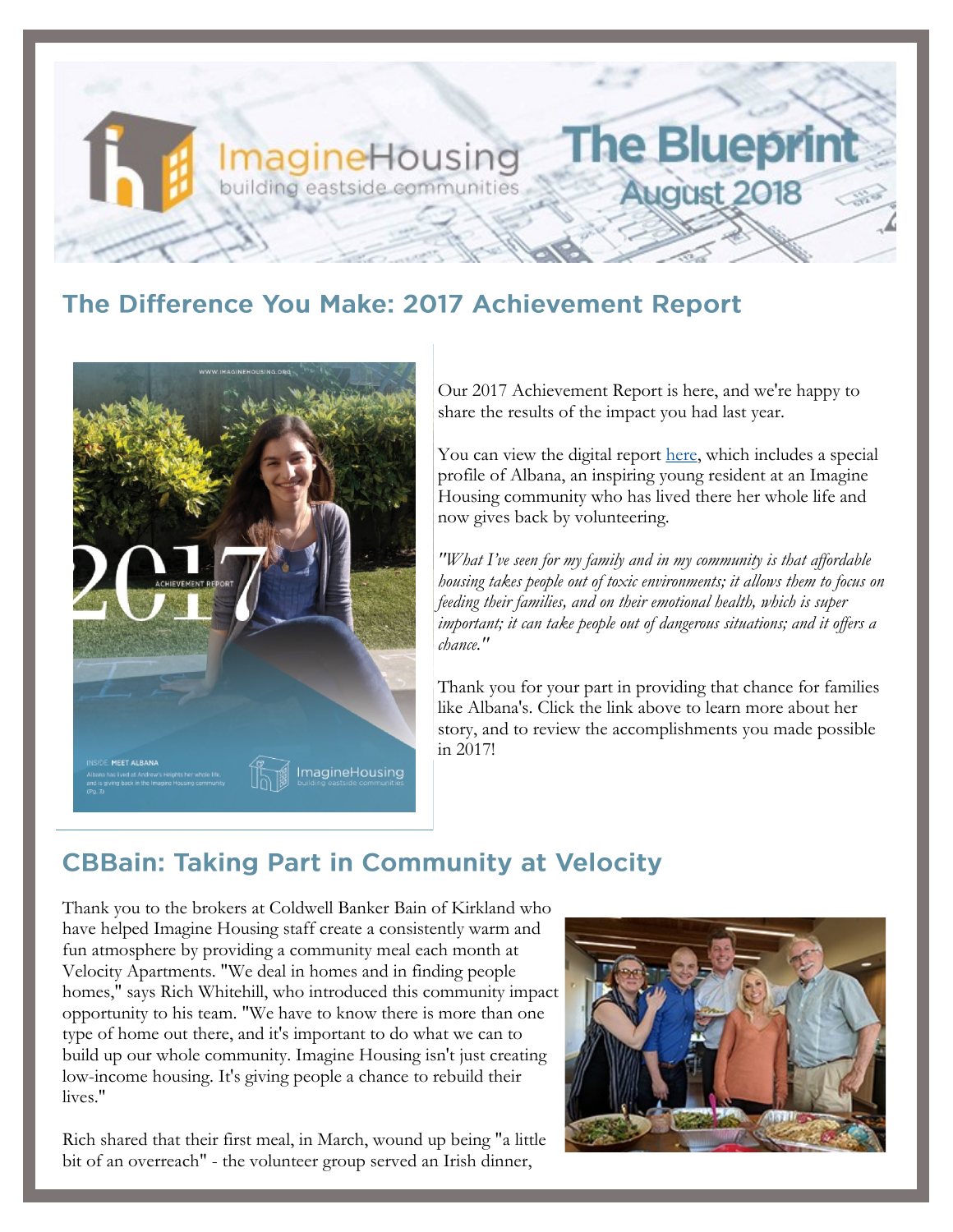# ImagineHousing — building eastside communities

# The Blueprint
## August 2018

## The Difference You Make: 2017 Achievement Report

Our 2017 Achievement Report is here, and we're happy to share the results of the impact you had last year.

You can view the digital report here, which includes a special profile of Albana, an inspiring young resident at an Imagine Housing community who has lived there her whole life and now gives back by volunteering.

*"What I've seen for my family and in my community is that affordable housing takes people out of toxic environments; it allows them to focus on feeding their families, and on their emotional health, which is super important; it can take people out of dangerous situations; and it offers a chance."*

Thank you for your part in providing that chance for families like Albana's. Click the link above to learn more about her story, and to review the accomplishments you made possible in 2017!

## CBBain: Taking Part in Community at Velocity

Thank you to the brokers at Coldwell Banker Bain of Kirkland who have helped Imagine Housing staff create a consistently warm and fun atmosphere by providing a community meal each month at Velocity Apartments. "We deal in homes and in finding people homes," says Rich Whitehill, who introduced this community impact opportunity to his team. "We have to know there is more than one type of home out there, and it's important to do what we can to build up our whole community. Imagine Housing isn't just creating low-income housing. It's giving people a chance to rebuild their lives."

Rich shared that their first meal, in March, wound up being "a little bit of an overreach" - the volunteer group served an Irish dinner,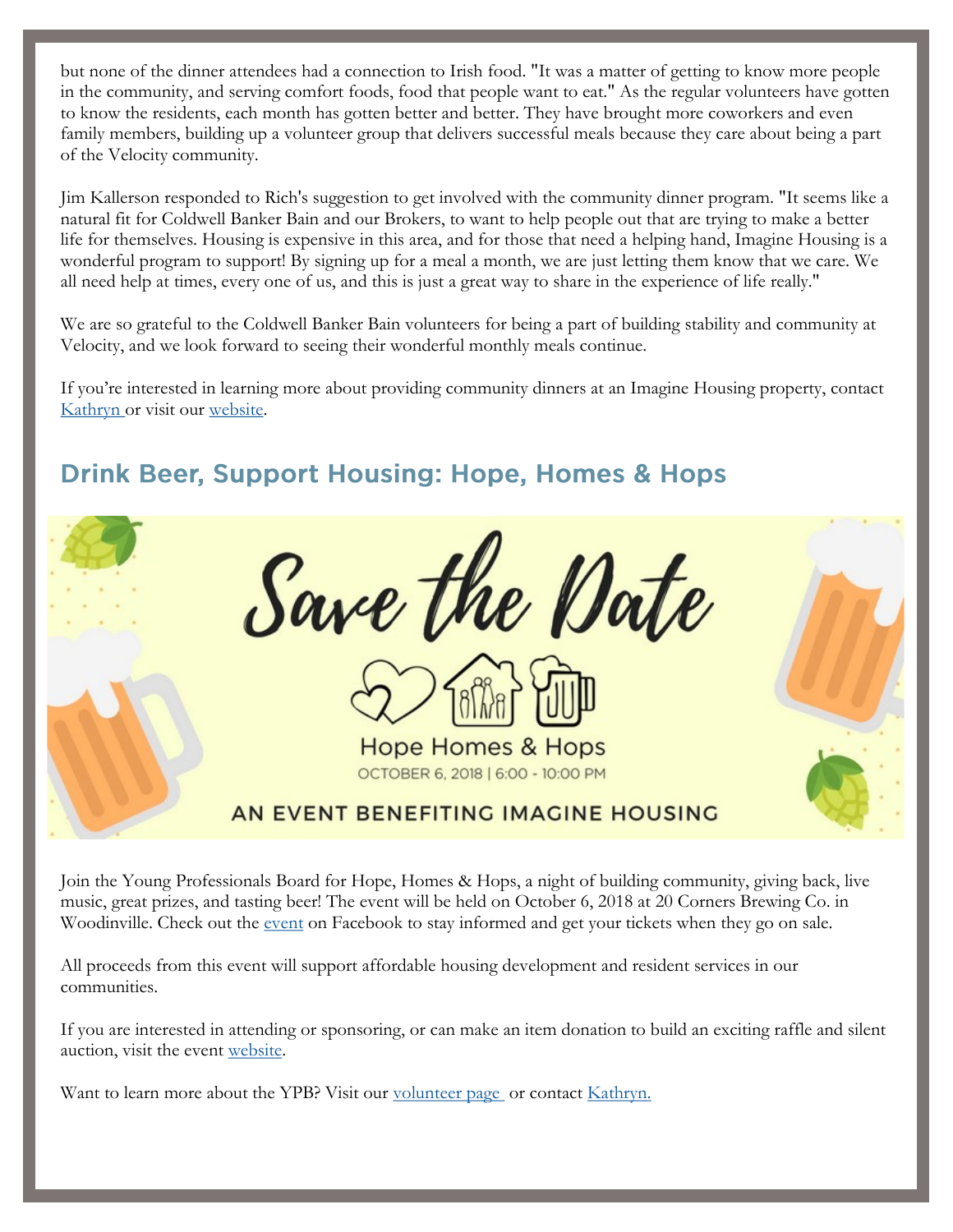but none of the dinner attendees had a connection to Irish food. "It was a matter of getting to know more people in the community, and serving comfort foods, food that people want to eat." As the regular volunteers have gotten to know the residents, each month has gotten better and better. They have brought more coworkers and even family members, building up a volunteer group that delivers successful meals because they care about being a part of the Velocity community.

Jim Kallerson responded to Rich's suggestion to get involved with the community dinner program. "It seems like a natural fit for Coldwell Banker Bain and our Brokers, to want to help people out that are trying to make a better life for themselves. Housing is expensive in this area, and for those that need a helping hand, Imagine Housing is a wonderful program to support! By signing up for a meal a month, we are just letting them know that we care. We all need help at times, every one of us, and this is just a great way to share in the experience of life really."

We are so grateful to the Coldwell Banker Bain volunteers for being a part of building stability and community at Velocity, and we look forward to seeing their wonderful monthly meals continue.

If you're interested in learning more about providing community dinners at an Imagine Housing property, contact Kathryn or visit our website.

## Drink Beer, Support Housing: Hope, Homes & Hops

Save the Date

Hope Homes & Hops

OCTOBER 6, 2018 | 6:00 - 10:00 PM

AN EVENT BENEFITING IMAGINE HOUSING

Join the Young Professionals Board for Hope, Homes & Hops, a night of building community, giving back, live music, great prizes, and tasting beer! The event will be held on October 6, 2018 at 20 Corners Brewing Co. in Woodinville. Check out the event on Facebook to stay informed and get your tickets when they go on sale.

All proceeds from this event will support affordable housing development and resident services in our communities.

If you are interested in attending or sponsoring, or can make an item donation to build an exciting raffle and silent auction, visit the event website.

Want to learn more about the YPB? Visit our volunteer page or contact Kathryn.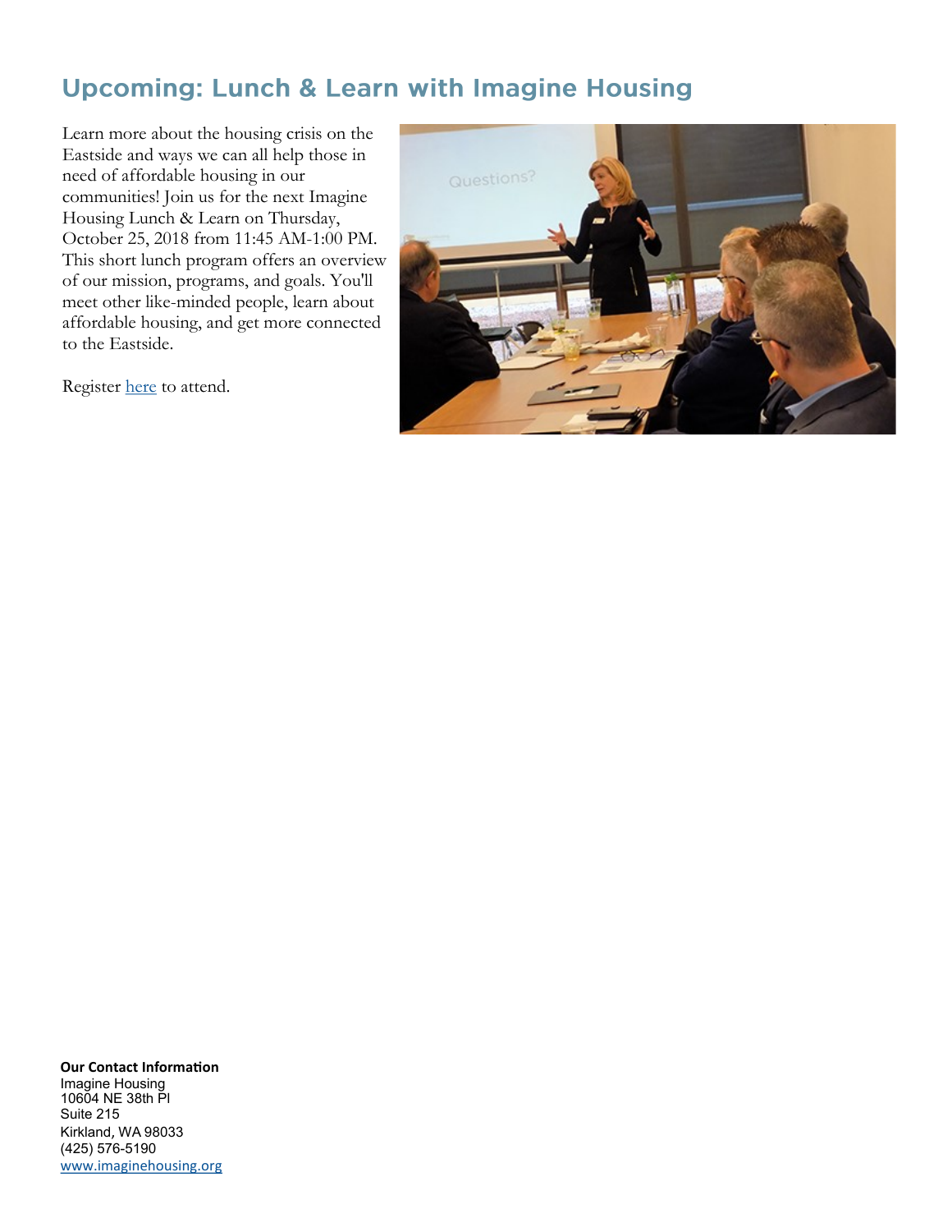## Upcoming: Lunch & Learn with Imagine Housing

Learn more about the housing crisis on the Eastside and ways we can all help those in need of affordable housing in our communities! Join us for the next Imagine Housing Lunch & Learn on Thursday, October 25, 2018 from 11:45 AM-1:00 PM. This short lunch program offers an overview of our mission, programs, and goals. You'll meet other like-minded people, learn about affordable housing, and get more connected to the Eastside.

Register here to attend.

**Our Contact Information**
Imagine Housing
10604 NE 38th Pl
Suite 215
Kirkland, WA 98033
(425) 576-5190
www.imaginehousing.org